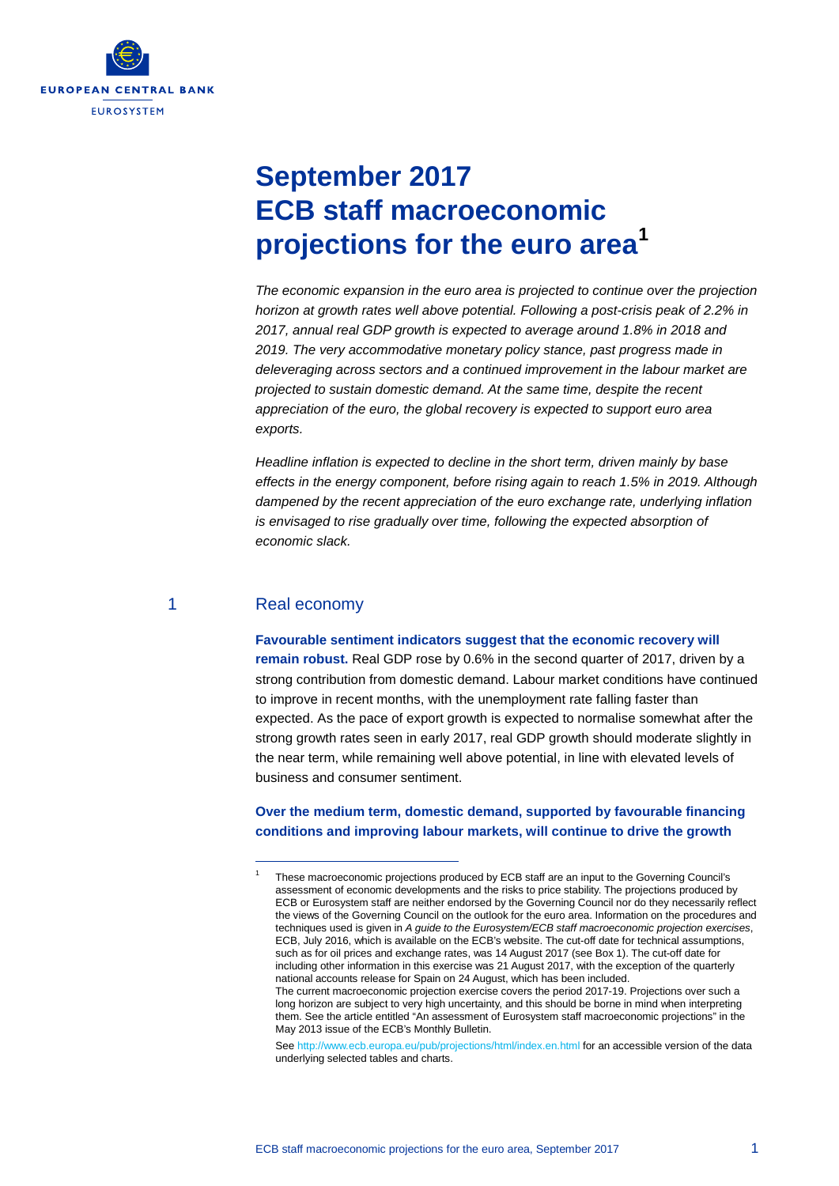# September 2017 ECB staff macroeconomic projections for the euro area[1]

*The economic expansion in the euro area is projected to continue over the projection horizon at growth rates well above potential. Following a post-crisis peak of 2.2% in 2017, annual real GDP growth is expected to average around 1.8% in 2018 and 2019. The very accommodative monetary policy stance, past progress made in deleveraging across sectors and a continued improvement in the labour market are projected to sustain domestic demand. At the same time, despite the recent appreciation of the euro, the global recovery is expected to support euro area exports.*

*Headline inflation is expected to decline in the short term, driven mainly by base effects in the energy component, before rising again to reach 1.5% in 2019. Although dampened by the recent appreciation of the euro exchange rate, underlying inflation is envisaged to rise gradually over time, following the expected absorption of economic slack.*

## 1 Real economy

**Favourable sentiment indicators suggest that the economic recovery will remain robust.** Real GDP rose by 0.6% in the second quarter of 2017, driven by a strong contribution from domestic demand. Labour market conditions have continued to improve in recent months, with the unemployment rate falling faster than expected. As the pace of export growth is expected to normalise somewhat after the strong growth rates seen in early 2017, real GDP growth should moderate slightly in the near term, while remaining well above potential, in line with elevated levels of business and consumer sentiment.

**Over the medium term, domestic demand, supported by favourable financing conditions and improving labour markets, will continue to drive the growth**

---

[1] These macroeconomic projections produced by ECB staff are an input to the Governing Council's assessment of economic developments and the risks to price stability. The projections produced by ECB or Eurosystem staff are neither endorsed by the Governing Council nor do they necessarily reflect the views of the Governing Council on the outlook for the euro area. Information on the procedures and techniques used is given in *A guide to the Eurosystem/ECB staff macroeconomic projection exercises*, ECB, July 2016, which is available on the ECB's website. The cut-off date for technical assumptions, such as for oil prices and exchange rates, was 14 August 2017 (see Box 1). The cut-off date for including other information in this exercise was 21 August 2017, with the exception of the quarterly national accounts release for Spain on 24 August, which has been included.
The current macroeconomic projection exercise covers the period 2017-19. Projections over such a long horizon are subject to very high uncertainty, and this should be borne in mind when interpreting them. See the article entitled "An assessment of Eurosystem staff macroeconomic projections" in the May 2013 issue of the ECB's Monthly Bulletin.

See http://www.ecb.europa.eu/pub/projections/html/index.en.html for an accessible version of the data underlying selected tables and charts.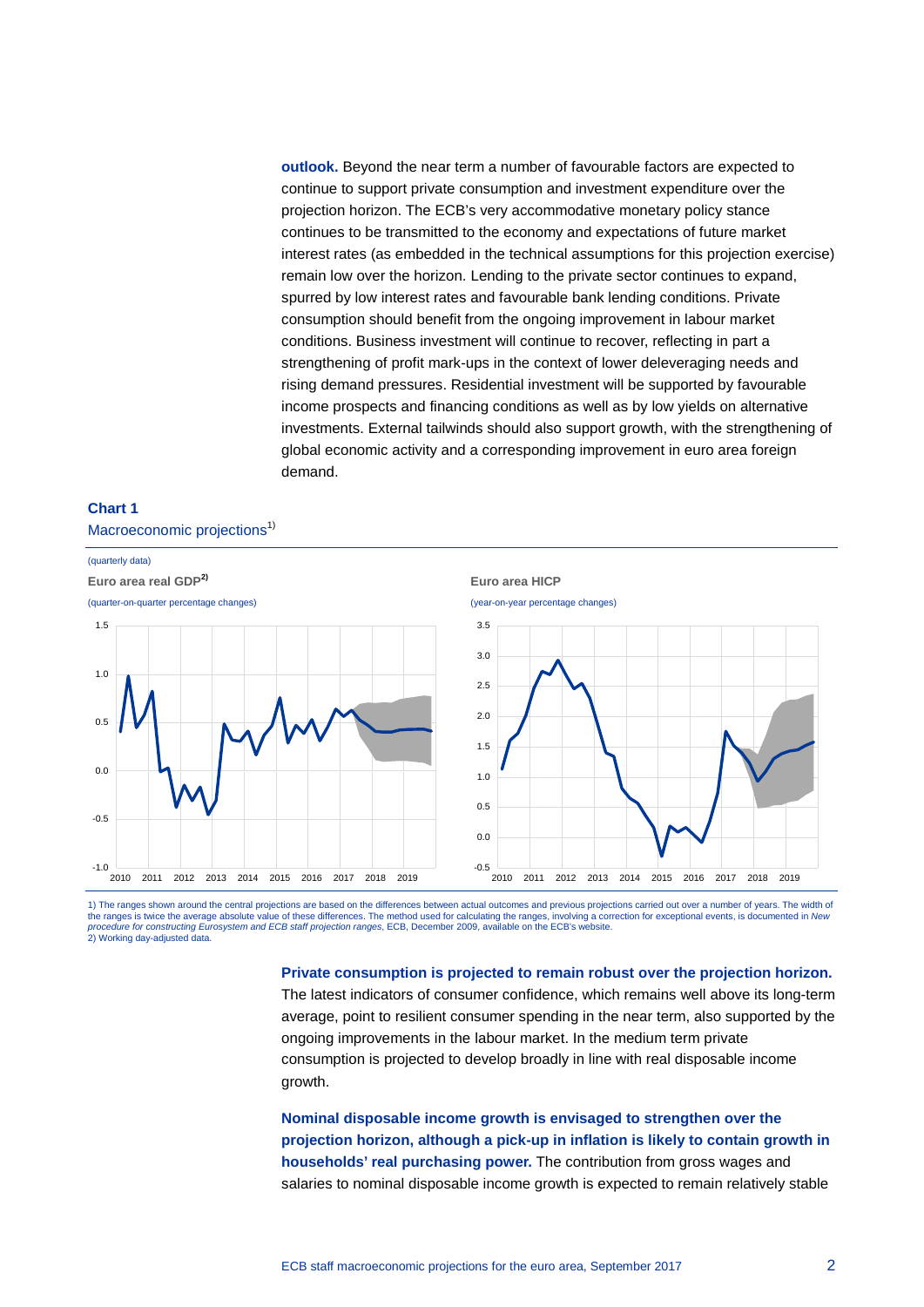**outlook.** Beyond the near term a number of favourable factors are expected to continue to support private consumption and investment expenditure over the projection horizon. The ECB's very accommodative monetary policy stance continues to be transmitted to the economy and expectations of future market interest rates (as embedded in the technical assumptions for this projection exercise) remain low over the horizon. Lending to the private sector continues to expand, spurred by low interest rates and favourable bank lending conditions. Private consumption should benefit from the ongoing improvement in labour market conditions. Business investment will continue to recover, reflecting in part a strengthening of profit mark-ups in the context of lower deleveraging needs and rising demand pressures. Residential investment will be supported by favourable income prospects and financing conditions as well as by low yields on alternative investments. External tailwinds should also support growth, with the strengthening of global economic activity and a corresponding improvement in euro area foreign demand.

### Chart 1

Macroeconomic projections[1)]

(quarterly data)

**Euro area real GDP[2)]**

(quarter-on-quarter percentage changes)

**Euro area HICP**

(year-on-year percentage changes)

1) The ranges shown around the central projections are based on the differences between actual outcomes and previous projections carried out over a number of years. The width of the ranges is twice the average absolute value of these differences. The method used for calculating the ranges, involving a correction for exceptional events, is documented in *New procedure for constructing Eurosystem and ECB staff projection ranges*, ECB, December 2009, available on the ECB's website.
2) Working day-adjusted data.

**Private consumption is projected to remain robust over the projection horizon.** The latest indicators of consumer confidence, which remains well above its long-term average, point to resilient consumer spending in the near term, also supported by the ongoing improvements in the labour market. In the medium term private consumption is projected to develop broadly in line with real disposable income growth.

**Nominal disposable income growth is envisaged to strengthen over the projection horizon, although a pick-up in inflation is likely to contain growth in households' real purchasing power.** The contribution from gross wages and salaries to nominal disposable income growth is expected to remain relatively stable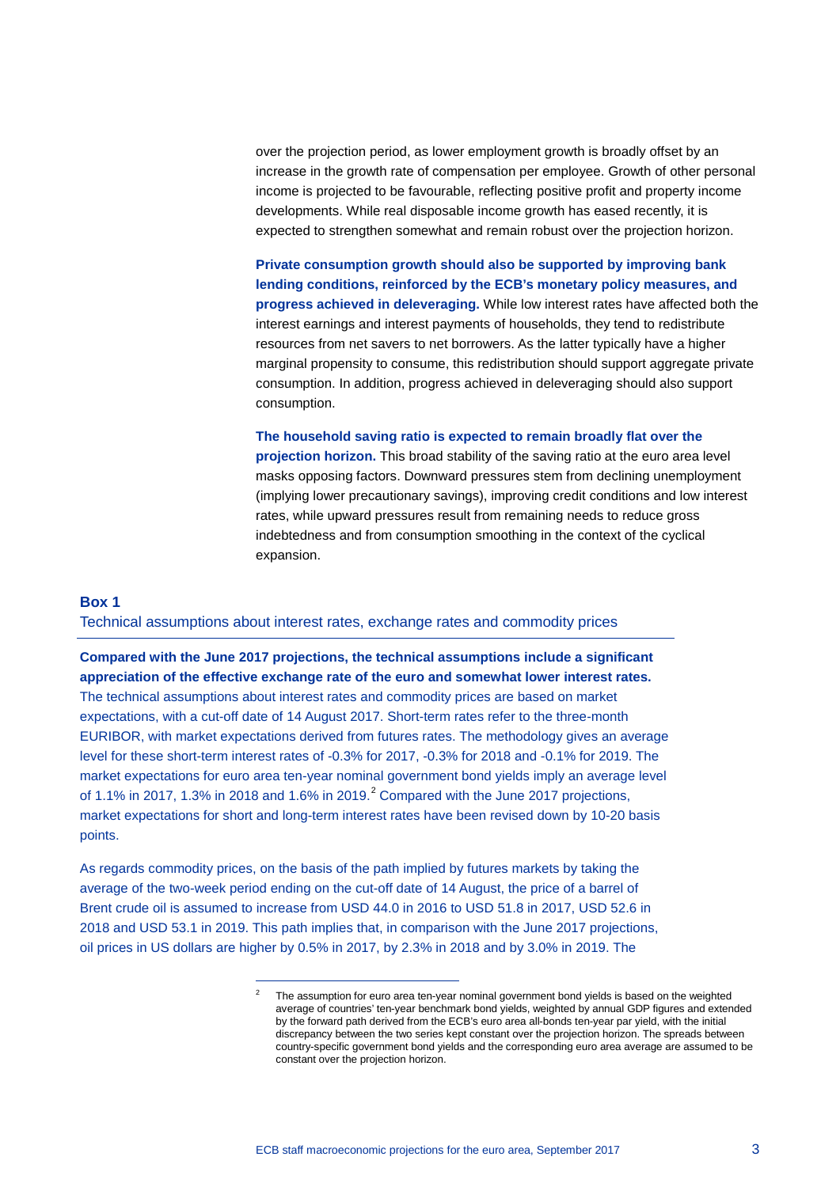over the projection period, as lower employment growth is broadly offset by an increase in the growth rate of compensation per employee. Growth of other personal income is projected to be favourable, reflecting positive profit and property income developments. While real disposable income growth has eased recently, it is expected to strengthen somewhat and remain robust over the projection horizon.

**Private consumption growth should also be supported by improving bank lending conditions, reinforced by the ECB's monetary policy measures, and progress achieved in deleveraging.** While low interest rates have affected both the interest earnings and interest payments of households, they tend to redistribute resources from net savers to net borrowers. As the latter typically have a higher marginal propensity to consume, this redistribution should support aggregate private consumption. In addition, progress achieved in deleveraging should also support consumption.

**The household saving ratio is expected to remain broadly flat over the projection horizon.** This broad stability of the saving ratio at the euro area level masks opposing factors. Downward pressures stem from declining unemployment (implying lower precautionary savings), improving credit conditions and low interest rates, while upward pressures result from remaining needs to reduce gross indebtedness and from consumption smoothing in the context of the cyclical expansion.

## Box 1

### Technical assumptions about interest rates, exchange rates and commodity prices

**Compared with the June 2017 projections, the technical assumptions include a significant appreciation of the effective exchange rate of the euro and somewhat lower interest rates.** The technical assumptions about interest rates and commodity prices are based on market expectations, with a cut-off date of 14 August 2017. Short-term rates refer to the three-month EURIBOR, with market expectations derived from futures rates. The methodology gives an average level for these short-term interest rates of -0.3% for 2017, -0.3% for 2018 and -0.1% for 2019. The market expectations for euro area ten-year nominal government bond yields imply an average level of 1.1% in 2017, 1.3% in 2018 and 1.6% in 2019.[2] Compared with the June 2017 projections, market expectations for short and long-term interest rates have been revised down by 10-20 basis points.

As regards commodity prices, on the basis of the path implied by futures markets by taking the average of the two-week period ending on the cut-off date of 14 August, the price of a barrel of Brent crude oil is assumed to increase from USD 44.0 in 2016 to USD 51.8 in 2017, USD 52.6 in 2018 and USD 53.1 in 2019. This path implies that, in comparison with the June 2017 projections, oil prices in US dollars are higher by 0.5% in 2017, by 2.3% in 2018 and by 3.0% in 2019. The

---

[2] The assumption for euro area ten-year nominal government bond yields is based on the weighted average of countries' ten-year benchmark bond yields, weighted by annual GDP figures and extended by the forward path derived from the ECB's euro area all-bonds ten-year par yield, with the initial discrepancy between the two series kept constant over the projection horizon. The spreads between country-specific government bond yields and the corresponding euro area average are assumed to be constant over the projection horizon.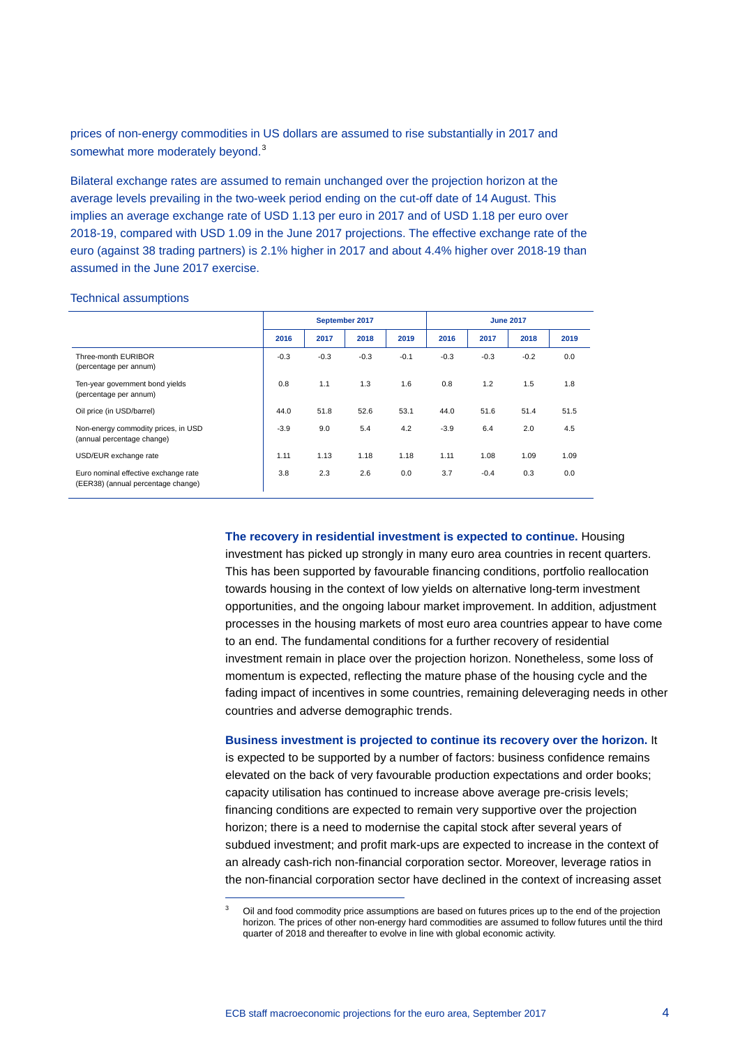prices of non-energy commodities in US dollars are assumed to rise substantially in 2017 and somewhat more moderately beyond.[3]

Bilateral exchange rates are assumed to remain unchanged over the projection horizon at the average levels prevailing in the two-week period ending on the cut-off date of 14 August. This implies an average exchange rate of USD 1.13 per euro in 2017 and of USD 1.18 per euro over 2018-19, compared with USD 1.09 in the June 2017 projections. The effective exchange rate of the euro (against 38 trading partners) is 2.1% higher in 2017 and about 4.4% higher over 2018-19 than assumed in the June 2017 exercise.

Technical assumptions

| | September 2017 | | | | June 2017 | | | |
|---|---|---|---|---|---|---|---|---|
| | 2016 | 2017 | 2018 | 2019 | 2016 | 2017 | 2018 | 2019 |
| Three-month EURIBOR (percentage per annum) | -0.3 | -0.3 | -0.3 | -0.1 | -0.3 | -0.3 | -0.2 | 0.0 |
| Ten-year government bond yields (percentage per annum) | 0.8 | 1.1 | 1.3 | 1.6 | 0.8 | 1.2 | 1.5 | 1.8 |
| Oil price (in USD/barrel) | 44.0 | 51.8 | 52.6 | 53.1 | 44.0 | 51.6 | 51.4 | 51.5 |
| Non-energy commodity prices, in USD (annual percentage change) | -3.9 | 9.0 | 5.4 | 4.2 | -3.9 | 6.4 | 2.0 | 4.5 |
| USD/EUR exchange rate | 1.11 | 1.13 | 1.18 | 1.18 | 1.11 | 1.08 | 1.09 | 1.09 |
| Euro nominal effective exchange rate (EER38) (annual percentage change) | 3.8 | 2.3 | 2.6 | 0.0 | 3.7 | -0.4 | 0.3 | 0.0 |

**The recovery in residential investment is expected to continue.** Housing investment has picked up strongly in many euro area countries in recent quarters. This has been supported by favourable financing conditions, portfolio reallocation towards housing in the context of low yields on alternative long-term investment opportunities, and the ongoing labour market improvement. In addition, adjustment processes in the housing markets of most euro area countries appear to have come to an end. The fundamental conditions for a further recovery of residential investment remain in place over the projection horizon. Nonetheless, some loss of momentum is expected, reflecting the mature phase of the housing cycle and the fading impact of incentives in some countries, remaining deleveraging needs in other countries and adverse demographic trends.

**Business investment is projected to continue its recovery over the horizon.** It is expected to be supported by a number of factors: business confidence remains elevated on the back of very favourable production expectations and order books; capacity utilisation has continued to increase above average pre-crisis levels; financing conditions are expected to remain very supportive over the projection horizon; there is a need to modernise the capital stock after several years of subdued investment; and profit mark-ups are expected to increase in the context of an already cash-rich non-financial corporation sector. Moreover, leverage ratios in the non-financial corporation sector have declined in the context of increasing asset

[3] Oil and food commodity price assumptions are based on futures prices up to the end of the projection horizon. The prices of other non-energy hard commodities are assumed to follow futures until the third quarter of 2018 and thereafter to evolve in line with global economic activity.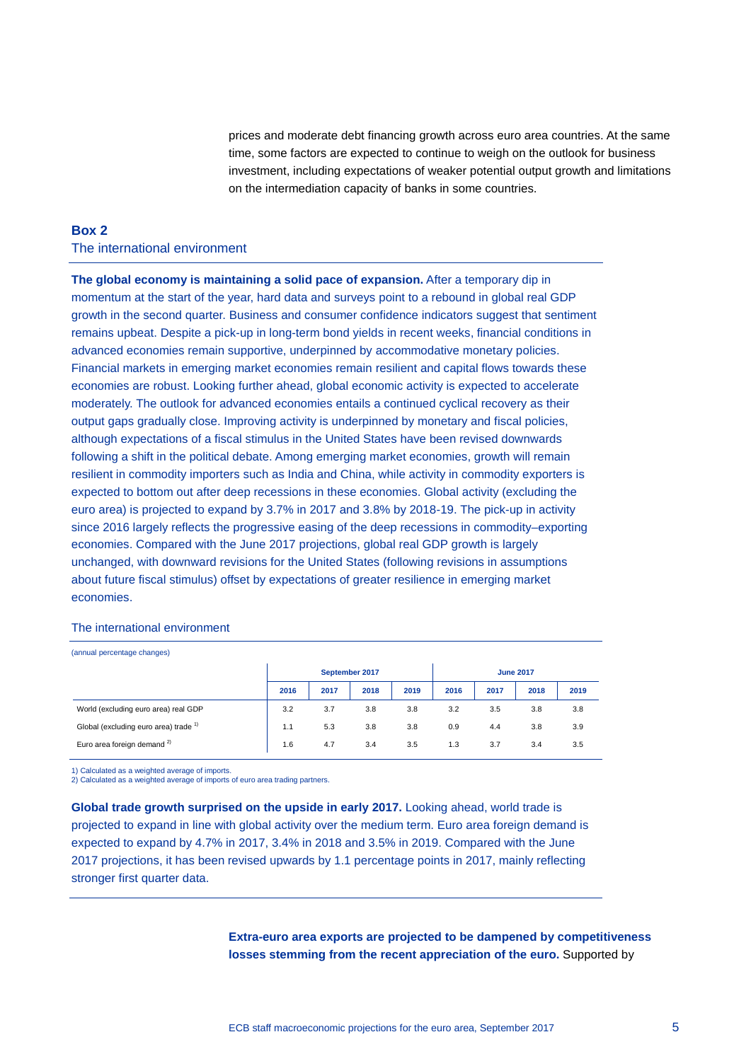prices and moderate debt financing growth across euro area countries. At the same time, some factors are expected to continue to weigh on the outlook for business investment, including expectations of weaker potential output growth and limitations on the intermediation capacity of banks in some countries.

### Box 2
### The international environment

**The global economy is maintaining a solid pace of expansion.** After a temporary dip in momentum at the start of the year, hard data and surveys point to a rebound in global real GDP growth in the second quarter. Business and consumer confidence indicators suggest that sentiment remains upbeat. Despite a pick-up in long-term bond yields in recent weeks, financial conditions in advanced economies remain supportive, underpinned by accommodative monetary policies. Financial markets in emerging market economies remain resilient and capital flows towards these economies are robust. Looking further ahead, global economic activity is expected to accelerate moderately. The outlook for advanced economies entails a continued cyclical recovery as their output gaps gradually close. Improving activity is underpinned by monetary and fiscal policies, although expectations of a fiscal stimulus in the United States have been revised downwards following a shift in the political debate. Among emerging market economies, growth will remain resilient in commodity importers such as India and China, while activity in commodity exporters is expected to bottom out after deep recessions in these economies. Global activity (excluding the euro area) is projected to expand by 3.7% in 2017 and 3.8% by 2018-19. The pick-up in activity since 2016 largely reflects the progressive easing of the deep recessions in commodity–exporting economies. Compared with the June 2017 projections, global real GDP growth is largely unchanged, with downward revisions for the United States (following revisions in assumptions about future fiscal stimulus) offset by expectations of greater resilience in emerging market economies.

The international environment

(annual percentage changes)

| | September 2017 | | | | June 2017 | | | |
|---|---|---|---|---|---|---|---|---|
| | 2016 | 2017 | 2018 | 2019 | 2016 | 2017 | 2018 | 2019 |
| World (excluding euro area) real GDP | 3.2 | 3.7 | 3.8 | 3.8 | 3.2 | 3.5 | 3.8 | 3.8 |
| Global (excluding euro area) trade [1] | 1.1 | 5.3 | 3.8 | 3.8 | 0.9 | 4.4 | 3.8 | 3.9 |
| Euro area foreign demand [2] | 1.6 | 4.7 | 3.4 | 3.5 | 1.3 | 3.7 | 3.4 | 3.5 |

1) Calculated as a weighted average of imports.
2) Calculated as a weighted average of imports of euro area trading partners.

**Global trade growth surprised on the upside in early 2017.** Looking ahead, world trade is projected to expand in line with global activity over the medium term. Euro area foreign demand is expected to expand by 4.7% in 2017, 3.4% in 2018 and 3.5% in 2019. Compared with the June 2017 projections, it has been revised upwards by 1.1 percentage points in 2017, mainly reflecting stronger first quarter data.

**Extra-euro area exports are projected to be dampened by competitiveness losses stemming from the recent appreciation of the euro.** Supported by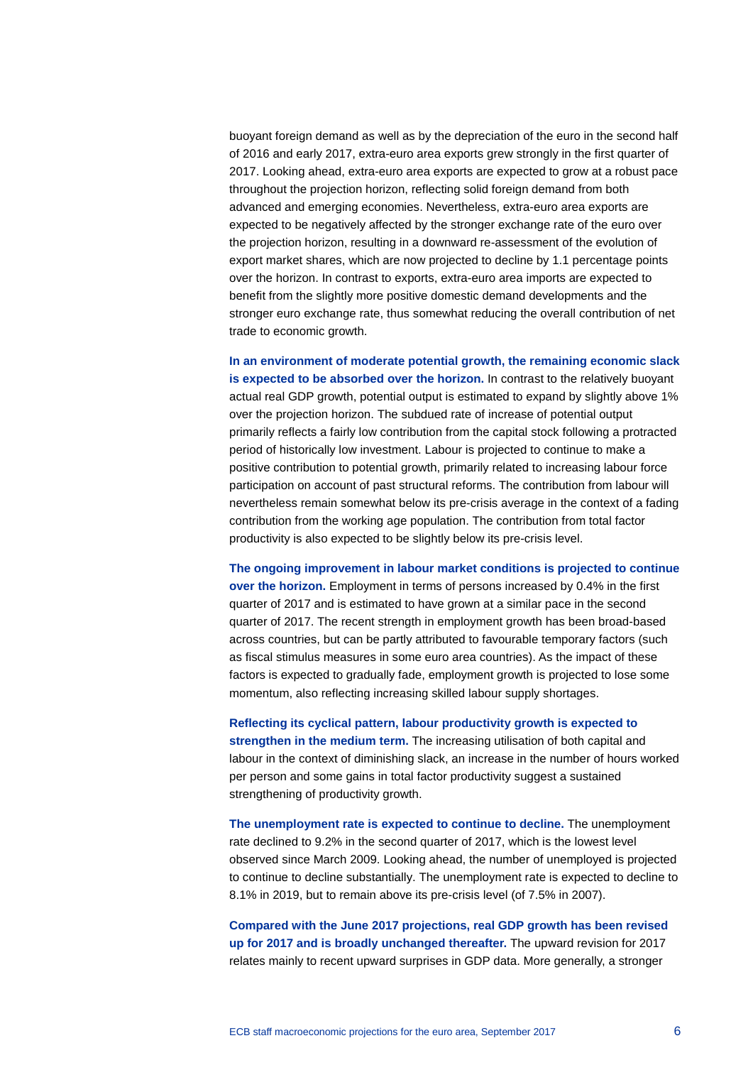buoyant foreign demand as well as by the depreciation of the euro in the second half of 2016 and early 2017, extra-euro area exports grew strongly in the first quarter of 2017. Looking ahead, extra-euro area exports are expected to grow at a robust pace throughout the projection horizon, reflecting solid foreign demand from both advanced and emerging economies. Nevertheless, extra-euro area exports are expected to be negatively affected by the stronger exchange rate of the euro over the projection horizon, resulting in a downward re-assessment of the evolution of export market shares, which are now projected to decline by 1.1 percentage points over the horizon. In contrast to exports, extra-euro area imports are expected to benefit from the slightly more positive domestic demand developments and the stronger euro exchange rate, thus somewhat reducing the overall contribution of net trade to economic growth.

**In an environment of moderate potential growth, the remaining economic slack is expected to be absorbed over the horizon.** In contrast to the relatively buoyant actual real GDP growth, potential output is estimated to expand by slightly above 1% over the projection horizon. The subdued rate of increase of potential output primarily reflects a fairly low contribution from the capital stock following a protracted period of historically low investment. Labour is projected to continue to make a positive contribution to potential growth, primarily related to increasing labour force participation on account of past structural reforms. The contribution from labour will nevertheless remain somewhat below its pre-crisis average in the context of a fading contribution from the working age population. The contribution from total factor productivity is also expected to be slightly below its pre-crisis level.

**The ongoing improvement in labour market conditions is projected to continue over the horizon.** Employment in terms of persons increased by 0.4% in the first quarter of 2017 and is estimated to have grown at a similar pace in the second quarter of 2017. The recent strength in employment growth has been broad-based across countries, but can be partly attributed to favourable temporary factors (such as fiscal stimulus measures in some euro area countries). As the impact of these factors is expected to gradually fade, employment growth is projected to lose some momentum, also reflecting increasing skilled labour supply shortages.

**Reflecting its cyclical pattern, labour productivity growth is expected to strengthen in the medium term.** The increasing utilisation of both capital and labour in the context of diminishing slack, an increase in the number of hours worked per person and some gains in total factor productivity suggest a sustained strengthening of productivity growth.

**The unemployment rate is expected to continue to decline.** The unemployment rate declined to 9.2% in the second quarter of 2017, which is the lowest level observed since March 2009. Looking ahead, the number of unemployed is projected to continue to decline substantially. The unemployment rate is expected to decline to 8.1% in 2019, but to remain above its pre-crisis level (of 7.5% in 2007).

**Compared with the June 2017 projections, real GDP growth has been revised up for 2017 and is broadly unchanged thereafter.** The upward revision for 2017 relates mainly to recent upward surprises in GDP data. More generally, a stronger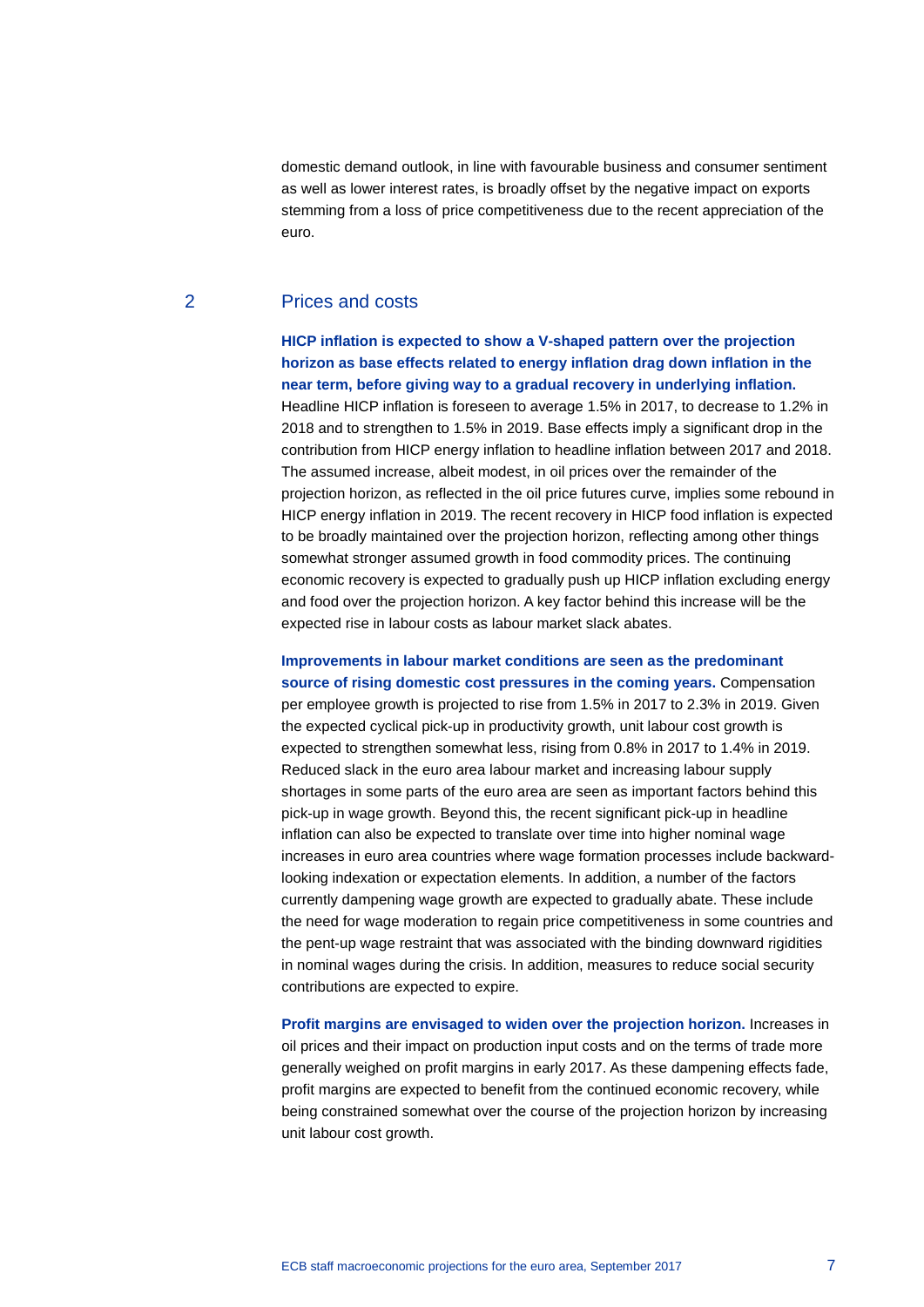domestic demand outlook, in line with favourable business and consumer sentiment as well as lower interest rates, is broadly offset by the negative impact on exports stemming from a loss of price competitiveness due to the recent appreciation of the euro.

## 2 Prices and costs

**HICP inflation is expected to show a V-shaped pattern over the projection horizon as base effects related to energy inflation drag down inflation in the near term, before giving way to a gradual recovery in underlying inflation.** Headline HICP inflation is foreseen to average 1.5% in 2017, to decrease to 1.2% in 2018 and to strengthen to 1.5% in 2019. Base effects imply a significant drop in the contribution from HICP energy inflation to headline inflation between 2017 and 2018. The assumed increase, albeit modest, in oil prices over the remainder of the projection horizon, as reflected in the oil price futures curve, implies some rebound in HICP energy inflation in 2019. The recent recovery in HICP food inflation is expected to be broadly maintained over the projection horizon, reflecting among other things somewhat stronger assumed growth in food commodity prices. The continuing economic recovery is expected to gradually push up HICP inflation excluding energy and food over the projection horizon. A key factor behind this increase will be the expected rise in labour costs as labour market slack abates.

**Improvements in labour market conditions are seen as the predominant source of rising domestic cost pressures in the coming years.** Compensation per employee growth is projected to rise from 1.5% in 2017 to 2.3% in 2019. Given the expected cyclical pick-up in productivity growth, unit labour cost growth is expected to strengthen somewhat less, rising from 0.8% in 2017 to 1.4% in 2019. Reduced slack in the euro area labour market and increasing labour supply shortages in some parts of the euro area are seen as important factors behind this pick-up in wage growth. Beyond this, the recent significant pick-up in headline inflation can also be expected to translate over time into higher nominal wage increases in euro area countries where wage formation processes include backward-looking indexation or expectation elements. In addition, a number of the factors currently dampening wage growth are expected to gradually abate. These include the need for wage moderation to regain price competitiveness in some countries and the pent-up wage restraint that was associated with the binding downward rigidities in nominal wages during the crisis. In addition, measures to reduce social security contributions are expected to expire.

**Profit margins are envisaged to widen over the projection horizon.** Increases in oil prices and their impact on production input costs and on the terms of trade more generally weighed on profit margins in early 2017. As these dampening effects fade, profit margins are expected to benefit from the continued economic recovery, while being constrained somewhat over the course of the projection horizon by increasing unit labour cost growth.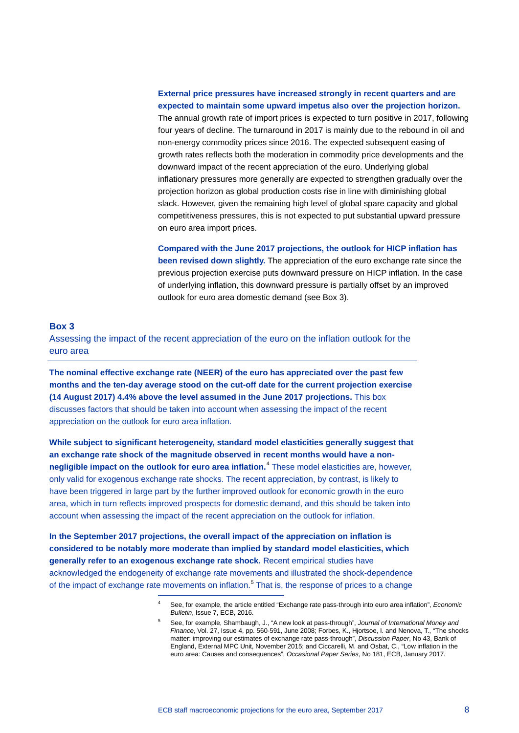**External price pressures have increased strongly in recent quarters and are expected to maintain some upward impetus also over the projection horizon.** The annual growth rate of import prices is expected to turn positive in 2017, following four years of decline. The turnaround in 2017 is mainly due to the rebound in oil and non-energy commodity prices since 2016. The expected subsequent easing of growth rates reflects both the moderation in commodity price developments and the downward impact of the recent appreciation of the euro. Underlying global inflationary pressures more generally are expected to strengthen gradually over the projection horizon as global production costs rise in line with diminishing global slack. However, given the remaining high level of global spare capacity and global competitiveness pressures, this is not expected to put substantial upward pressure on euro area import prices.

**Compared with the June 2017 projections, the outlook for HICP inflation has been revised down slightly.** The appreciation of the euro exchange rate since the previous projection exercise puts downward pressure on HICP inflation. In the case of underlying inflation, this downward pressure is partially offset by an improved outlook for euro area domestic demand (see Box 3).

## Box 3

### Assessing the impact of the recent appreciation of the euro on the inflation outlook for the euro area

**The nominal effective exchange rate (NEER) of the euro has appreciated over the past few months and the ten-day average stood on the cut-off date for the current projection exercise (14 August 2017) 4.4% above the level assumed in the June 2017 projections.** This box discusses factors that should be taken into account when assessing the impact of the recent appreciation on the outlook for euro area inflation.

**While subject to significant heterogeneity, standard model elasticities generally suggest that an exchange rate shock of the magnitude observed in recent months would have a non-negligible impact on the outlook for euro area inflation.**[4] These model elasticities are, however, only valid for exogenous exchange rate shocks. The recent appreciation, by contrast, is likely to have been triggered in large part by the further improved outlook for economic growth in the euro area, which in turn reflects improved prospects for domestic demand, and this should be taken into account when assessing the impact of the recent appreciation on the outlook for inflation.

**In the September 2017 projections, the overall impact of the appreciation on inflation is considered to be notably more moderate than implied by standard model elasticities, which generally refer to an exogenous exchange rate shock.** Recent empirical studies have acknowledged the endogeneity of exchange rate movements and illustrated the shock-dependence of the impact of exchange rate movements on inflation.[5] That is, the response of prices to a change

---

[4] See, for example, the article entitled "Exchange rate pass-through into euro area inflation", *Economic Bulletin*, Issue 7, ECB, 2016.

[5] See, for example, Shambaugh, J., "A new look at pass-through", *Journal of International Money and Finance*, Vol. 27, Issue 4, pp. 560-591, June 2008; Forbes, K., Hjortsoe, I. and Nenova, T., "The shocks matter: improving our estimates of exchange rate pass-through", *Discussion Paper*, No 43, Bank of England, External MPC Unit, November 2015; and Ciccarelli, M. and Osbat, C., "Low inflation in the euro area: Causes and consequences", *Occasional Paper Series*, No 181, ECB, January 2017.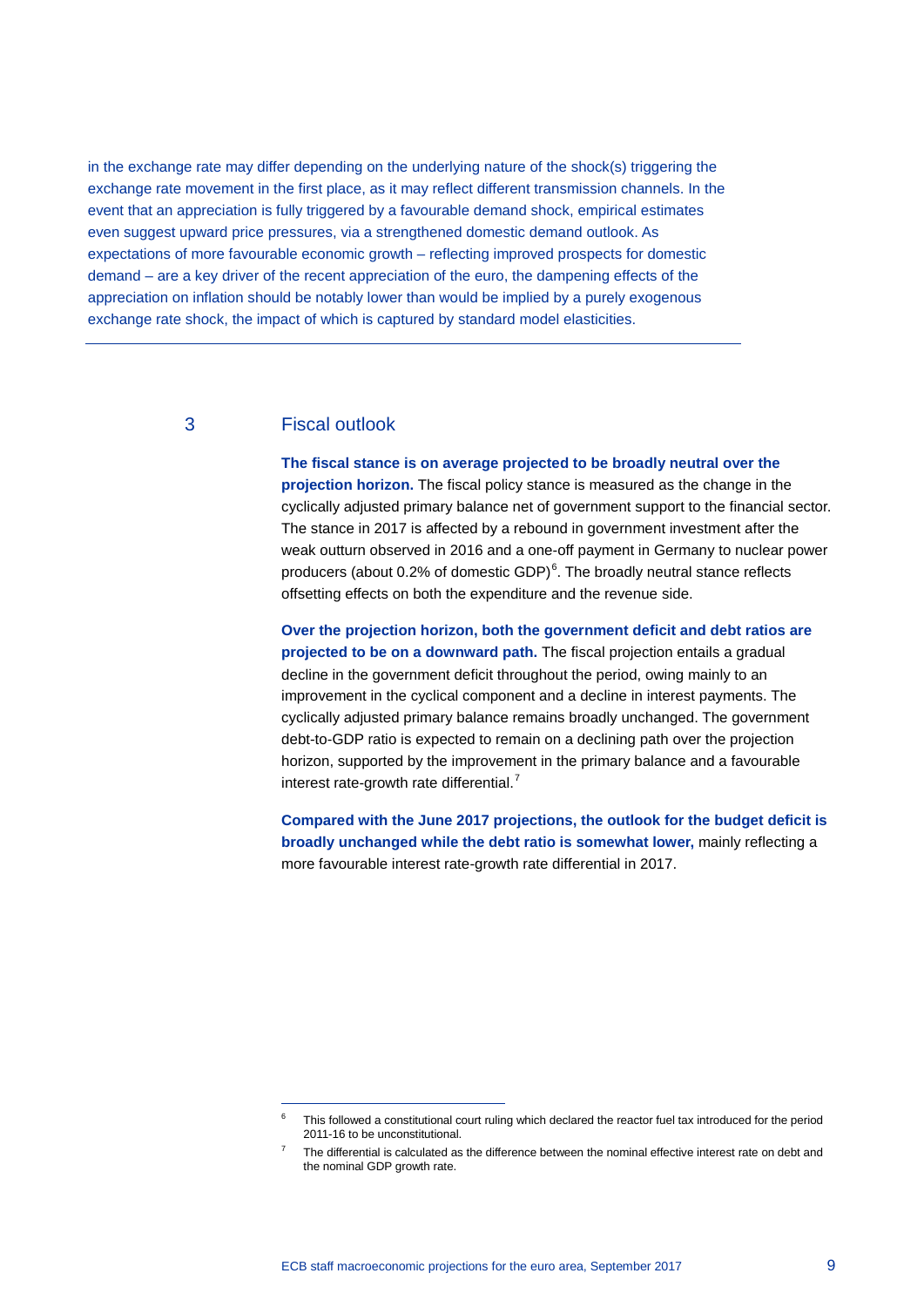in the exchange rate may differ depending on the underlying nature of the shock(s) triggering the exchange rate movement in the first place, as it may reflect different transmission channels. In the event that an appreciation is fully triggered by a favourable demand shock, empirical estimates even suggest upward price pressures, via a strengthened domestic demand outlook. As expectations of more favourable economic growth – reflecting improved prospects for domestic demand – are a key driver of the recent appreciation of the euro, the dampening effects of the appreciation on inflation should be notably lower than would be implied by a purely exogenous exchange rate shock, the impact of which is captured by standard model elasticities.

## 3 Fiscal outlook

**The fiscal stance is on average projected to be broadly neutral over the projection horizon.** The fiscal policy stance is measured as the change in the cyclically adjusted primary balance net of government support to the financial sector. The stance in 2017 is affected by a rebound in government investment after the weak outturn observed in 2016 and a one-off payment in Germany to nuclear power producers (about 0.2% of domestic GDP)[6]. The broadly neutral stance reflects offsetting effects on both the expenditure and the revenue side.

**Over the projection horizon, both the government deficit and debt ratios are projected to be on a downward path.** The fiscal projection entails a gradual decline in the government deficit throughout the period, owing mainly to an improvement in the cyclical component and a decline in interest payments. The cyclically adjusted primary balance remains broadly unchanged. The government debt-to-GDP ratio is expected to remain on a declining path over the projection horizon, supported by the improvement in the primary balance and a favourable interest rate-growth rate differential.[7]

**Compared with the June 2017 projections, the outlook for the budget deficit is broadly unchanged while the debt ratio is somewhat lower,** mainly reflecting a more favourable interest rate-growth rate differential in 2017.

---

[6] This followed a constitutional court ruling which declared the reactor fuel tax introduced for the period 2011-16 to be unconstitutional.

[7] The differential is calculated as the difference between the nominal effective interest rate on debt and the nominal GDP growth rate.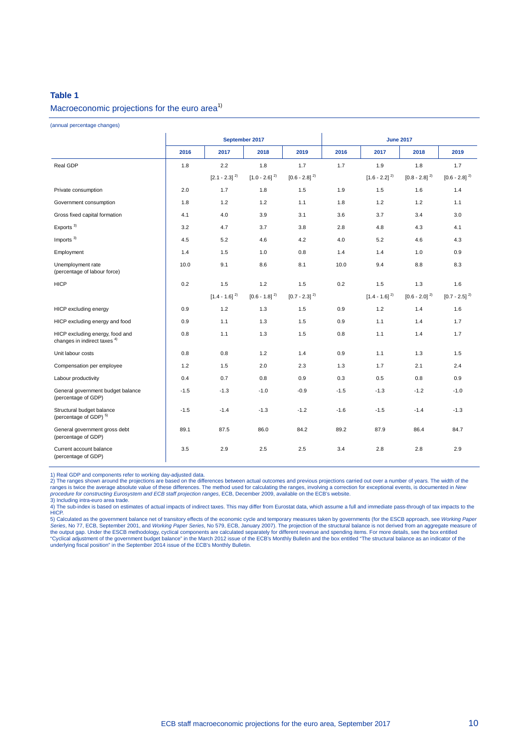**Table 1**

Macroeconomic projections for the euro area[1)]

(annual percentage changes)

| | September 2017 | | | | June 2017 | | | |
|---|---|---|---|---|---|---|---|---|
| | 2016 | 2017 | 2018 | 2019 | 2016 | 2017 | 2018 | 2019 |
| Real GDP | 1.8 | 2.2 | 1.8 | 1.7 | 1.7 | 1.9 | 1.8 | 1.7 |
| | | [2.1 - 2.3] [2)] | [1.0 - 2.6] [2)] | [0.6 - 2.8] [2)] | | [1.6 - 2.2] [2)] | [0.8 - 2.8] [2)] | [0.6 - 2.8] [2)] |
| Private consumption | 2.0 | 1.7 | 1.8 | 1.5 | 1.9 | 1.5 | 1.6 | 1.4 |
| Government consumption | 1.8 | 1.2 | 1.2 | 1.1 | 1.8 | 1.2 | 1.2 | 1.1 |
| Gross fixed capital formation | 4.1 | 4.0 | 3.9 | 3.1 | 3.6 | 3.7 | 3.4 | 3.0 |
| Exports [3)] | 3.2 | 4.7 | 3.7 | 3.8 | 2.8 | 4.8 | 4.3 | 4.1 |
| Imports [3)] | 4.5 | 5.2 | 4.6 | 4.2 | 4.0 | 5.2 | 4.6 | 4.3 |
| Employment | 1.4 | 1.5 | 1.0 | 0.8 | 1.4 | 1.4 | 1.0 | 0.9 |
| Unemployment rate (percentage of labour force) | 10.0 | 9.1 | 8.6 | 8.1 | 10.0 | 9.4 | 8.8 | 8.3 |
| HICP | 0.2 | 1.5 | 1.2 | 1.5 | 0.2 | 1.5 | 1.3 | 1.6 |
| | | [1.4 - 1.6] [2)] | [0.6 - 1.8] [2)] | [0.7 - 2.3] [2)] | | [1.4 - 1.6] [2)] | [0.6 - 2.0] [2)] | [0.7 - 2.5] [2)] |
| HICP excluding energy | 0.9 | 1.2 | 1.3 | 1.5 | 0.9 | 1.2 | 1.4 | 1.6 |
| HICP excluding energy and food | 0.9 | 1.1 | 1.3 | 1.5 | 0.9 | 1.1 | 1.4 | 1.7 |
| HICP excluding energy, food and changes in indirect taxes [4)] | 0.8 | 1.1 | 1.3 | 1.5 | 0.8 | 1.1 | 1.4 | 1.7 |
| Unit labour costs | 0.8 | 0.8 | 1.2 | 1.4 | 0.9 | 1.1 | 1.3 | 1.5 |
| Compensation per employee | 1.2 | 1.5 | 2.0 | 2.3 | 1.3 | 1.7 | 2.1 | 2.4 |
| Labour productivity | 0.4 | 0.7 | 0.8 | 0.9 | 0.3 | 0.5 | 0.8 | 0.9 |
| General government budget balance (percentage of GDP) | -1.5 | -1.3 | -1.0 | -0.9 | -1.5 | -1.3 | -1.2 | -1.0 |
| Structural budget balance (percentage of GDP) [5)] | -1.5 | -1.4 | -1.3 | -1.2 | -1.6 | -1.5 | -1.4 | -1.3 |
| General government gross debt (percentage of GDP) | 89.1 | 87.5 | 86.0 | 84.2 | 89.2 | 87.9 | 86.4 | 84.7 |
| Current account balance (percentage of GDP) | 3.5 | 2.9 | 2.5 | 2.5 | 3.4 | 2.8 | 2.8 | 2.9 |

1) Real GDP and components refer to working day-adjusted data.
2) The ranges shown around the projections are based on the differences between actual outcomes and previous projections carried out over a number of years. The width of the ranges is twice the average absolute value of these differences. The method used for calculating the ranges, involving a correction for exceptional events, is documented in *New procedure for constructing Eurosystem and ECB staff projection ranges*, ECB, December 2009, available on the ECB's website.
3) Including intra-euro area trade.
4) The sub-index is based on estimates of actual impacts of indirect taxes. This may differ from Eurostat data, which assume a full and immediate pass-through of tax impacts to the HICP.
5) Calculated as the government balance net of transitory effects of the economic cycle and temporary measures taken by governments (for the ESCB approach, see *Working Paper Series*, No 77, ECB, September 2001, and *Working Paper Series*, No 579, ECB, January 2007). The projection of the structural balance is not derived from an aggregate measure of the output gap. Under the ESCB methodology, cyclical components are calculated separately for different revenue and spending items. For more details, see the box entitled "Cyclical adjustment of the government budget balance" in the March 2012 issue of the ECB's Monthly Bulletin and the box entitled "The structural balance as an indicator of the underlying fiscal position" in the September 2014 issue of the ECB's Monthly Bulletin.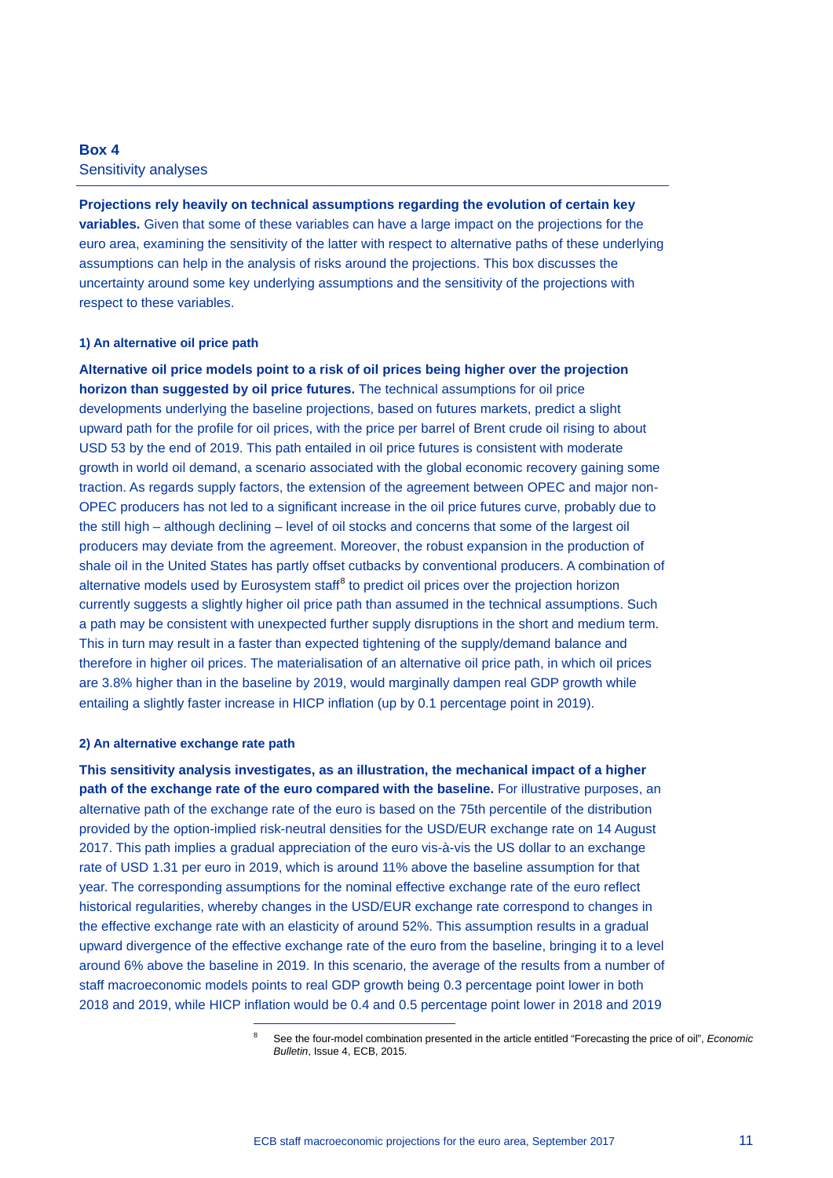## Box 4
Sensitivity analyses

**Projections rely heavily on technical assumptions regarding the evolution of certain key variables.** Given that some of these variables can have a large impact on the projections for the euro area, examining the sensitivity of the latter with respect to alternative paths of these underlying assumptions can help in the analysis of risks around the projections. This box discusses the uncertainty around some key underlying assumptions and the sensitivity of the projections with respect to these variables.

### 1) An alternative oil price path

**Alternative oil price models point to a risk of oil prices being higher over the projection horizon than suggested by oil price futures.** The technical assumptions for oil price developments underlying the baseline projections, based on futures markets, predict a slight upward path for the profile for oil prices, with the price per barrel of Brent crude oil rising to about USD 53 by the end of 2019. This path entailed in oil price futures is consistent with moderate growth in world oil demand, a scenario associated with the global economic recovery gaining some traction. As regards supply factors, the extension of the agreement between OPEC and major non-OPEC producers has not led to a significant increase in the oil price futures curve, probably due to the still high – although declining – level of oil stocks and concerns that some of the largest oil producers may deviate from the agreement. Moreover, the robust expansion in the production of shale oil in the United States has partly offset cutbacks by conventional producers. A combination of alternative models used by Eurosystem staff[8] to predict oil prices over the projection horizon currently suggests a slightly higher oil price path than assumed in the technical assumptions. Such a path may be consistent with unexpected further supply disruptions in the short and medium term. This in turn may result in a faster than expected tightening of the supply/demand balance and therefore in higher oil prices. The materialisation of an alternative oil price path, in which oil prices are 3.8% higher than in the baseline by 2019, would marginally dampen real GDP growth while entailing a slightly faster increase in HICP inflation (up by 0.1 percentage point in 2019).

### 2) An alternative exchange rate path

**This sensitivity analysis investigates, as an illustration, the mechanical impact of a higher path of the exchange rate of the euro compared with the baseline.** For illustrative purposes, an alternative path of the exchange rate of the euro is based on the 75th percentile of the distribution provided by the option-implied risk-neutral densities for the USD/EUR exchange rate on 14 August 2017. This path implies a gradual appreciation of the euro vis-à-vis the US dollar to an exchange rate of USD 1.31 per euro in 2019, which is around 11% above the baseline assumption for that year. The corresponding assumptions for the nominal effective exchange rate of the euro reflect historical regularities, whereby changes in the USD/EUR exchange rate correspond to changes in the effective exchange rate with an elasticity of around 52%. This assumption results in a gradual upward divergence of the effective exchange rate of the euro from the baseline, bringing it to a level around 6% above the baseline in 2019. In this scenario, the average of the results from a number of staff macroeconomic models points to real GDP growth being 0.3 percentage point lower in both 2018 and 2019, while HICP inflation would be 0.4 and 0.5 percentage point lower in 2018 and 2019

[8] See the four-model combination presented in the article entitled "Forecasting the price of oil", *Economic Bulletin*, Issue 4, ECB, 2015.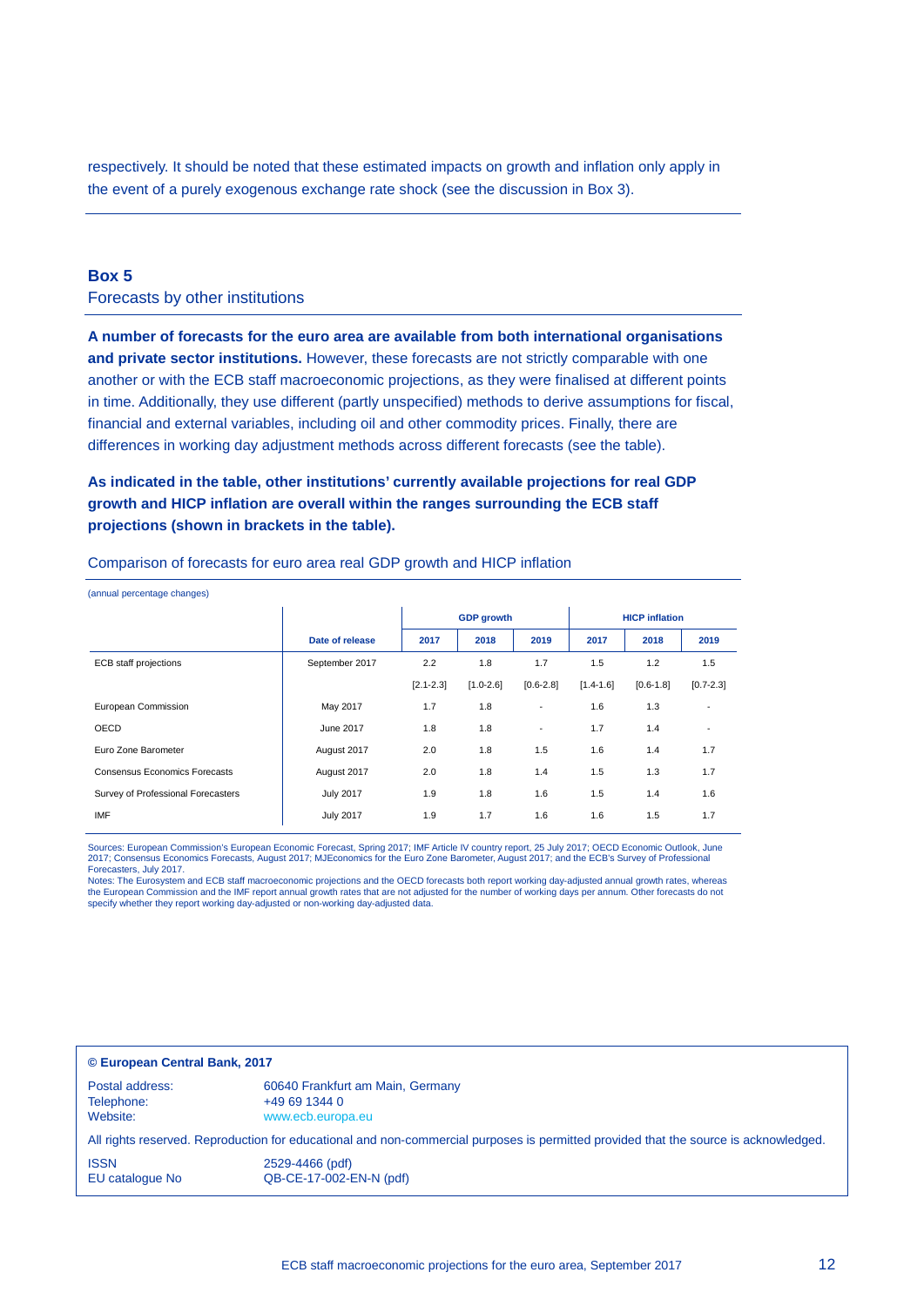respectively. It should be noted that these estimated impacts on growth and inflation only apply in the event of a purely exogenous exchange rate shock (see the discussion in Box 3).

## Box 5

### Forecasts by other institutions

**A number of forecasts for the euro area are available from both international organisations and private sector institutions.** However, these forecasts are not strictly comparable with one another or with the ECB staff macroeconomic projections, as they were finalised at different points in time. Additionally, they use different (partly unspecified) methods to derive assumptions for fiscal, financial and external variables, including oil and other commodity prices. Finally, there are differences in working day adjustment methods across different forecasts (see the table).

**As indicated in the table, other institutions' currently available projections for real GDP growth and HICP inflation are overall within the ranges surrounding the ECB staff projections (shown in brackets in the table).**

Comparison of forecasts for euro area real GDP growth and HICP inflation

(annual percentage changes)

| | Date of release | GDP growth | | | HICP inflation | | |
|---|---|---|---|---|---|---|---|
| | | 2017 | 2018 | 2019 | 2017 | 2018 | 2019 |
| ECB staff projections | September 2017 | 2.2 | 1.8 | 1.7 | 1.5 | 1.2 | 1.5 |
| | | [2.1-2.3] | [1.0-2.6] | [0.6-2.8] | [1.4-1.6] | [0.6-1.8] | [0.7-2.3] |
| European Commission | May 2017 | 1.7 | 1.8 | - | 1.6 | 1.3 | - |
| OECD | June 2017 | 1.8 | 1.8 | - | 1.7 | 1.4 | - |
| Euro Zone Barometer | August 2017 | 2.0 | 1.8 | 1.5 | 1.6 | 1.4 | 1.7 |
| Consensus Economics Forecasts | August 2017 | 2.0 | 1.8 | 1.4 | 1.5 | 1.3 | 1.7 |
| Survey of Professional Forecasters | July 2017 | 1.9 | 1.8 | 1.6 | 1.5 | 1.4 | 1.6 |
| IMF | July 2017 | 1.9 | 1.7 | 1.6 | 1.6 | 1.5 | 1.7 |

Sources: European Commission's European Economic Forecast, Spring 2017; IMF Article IV country report, 25 July 2017; OECD Economic Outlook, June 2017; Consensus Economics Forecasts, August 2017; MJEconomics for the Euro Zone Barometer, August 2017; and the ECB's Survey of Professional Forecasters, July 2017.
Notes: The Eurosystem and ECB staff macroeconomic projections and the OECD forecasts both report working day-adjusted annual growth rates, whereas the European Commission and the IMF report annual growth rates that are not adjusted for the number of working days per annum. Other forecasts do not specify whether they report working day-adjusted or non-working day-adjusted data.

**© European Central Bank, 2017**

| | |
|---|---|
| Postal address: | 60640 Frankfurt am Main, Germany |
| Telephone: | +49 69 1344 0 |
| Website: | www.ecb.europa.eu |

All rights reserved. Reproduction for educational and non-commercial purposes is permitted provided that the source is acknowledged.

| | |
|---|---|
| ISSN | 2529-4466 (pdf) |
| EU catalogue No | QB-CE-17-002-EN-N (pdf) |